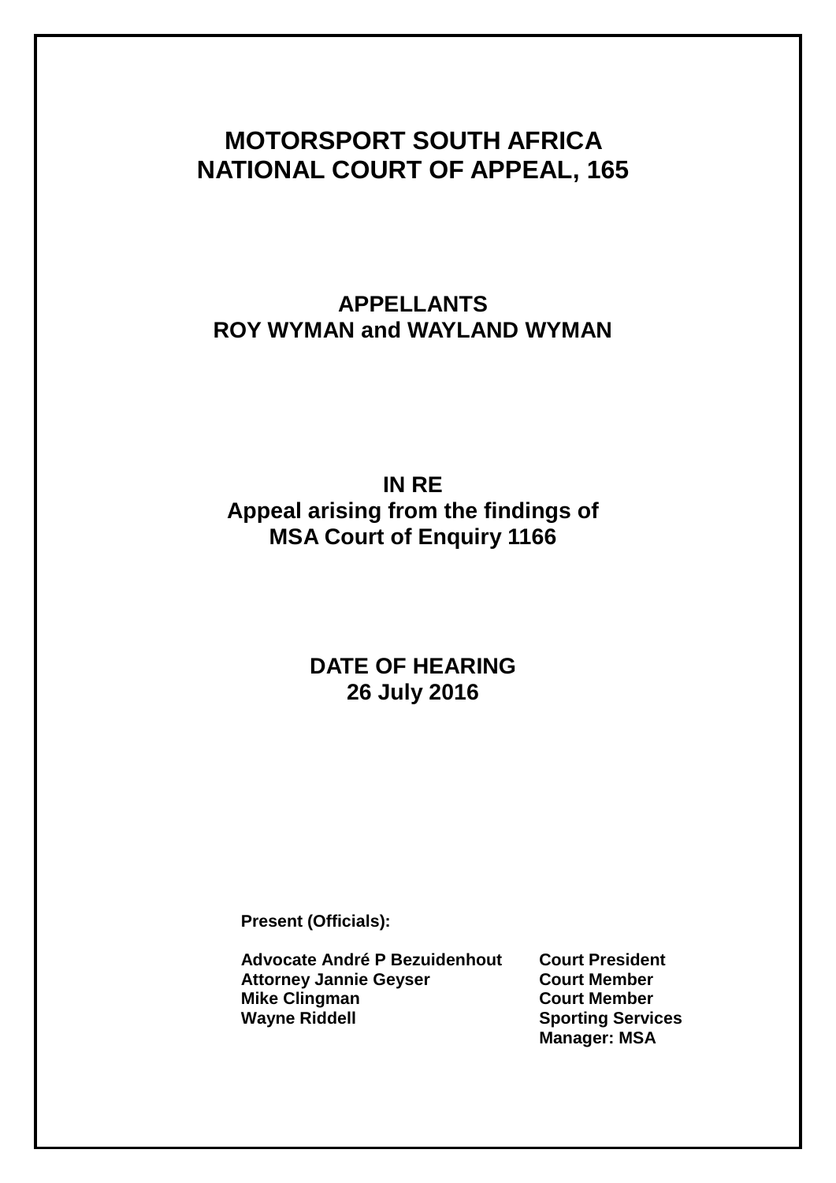# MOTORSPORT SOUTH AFRICA
# NATIONAL COURT OF APPEAL, 165

## APPELLANTS
## ROY WYMAN and WAYLAND WYMAN

## IN RE
## Appeal arising from the findings of MSA Court of Enquiry 1166

## DATE OF HEARING
## 26 July 2016

**Present (Officials):**

| | |
|---|---|
| **Advocate André P Bezuidenhout** | **Court President** |
| **Attorney Jannie Geyser** | **Court Member** |
| **Mike Clingman** | **Court Member** |
| **Wayne Riddell** | **Sporting Services Manager: MSA** |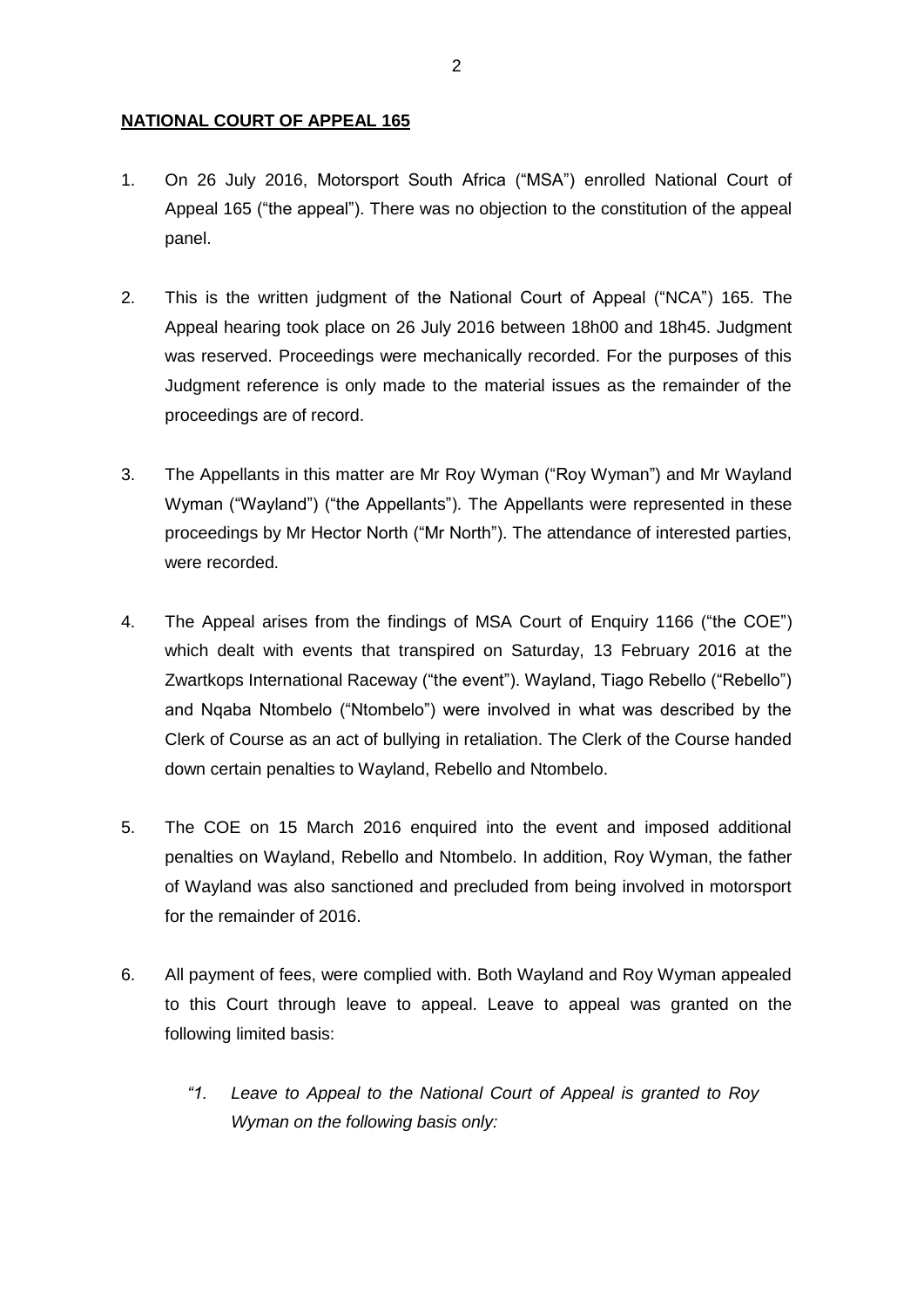**NATIONAL COURT OF APPEAL 165**

1. On 26 July 2016, Motorsport South Africa ("MSA") enrolled National Court of Appeal 165 ("the appeal"). There was no objection to the constitution of the appeal panel.

2. This is the written judgment of the National Court of Appeal ("NCA") 165. The Appeal hearing took place on 26 July 2016 between 18h00 and 18h45. Judgment was reserved. Proceedings were mechanically recorded. For the purposes of this Judgment reference is only made to the material issues as the remainder of the proceedings are of record.

3. The Appellants in this matter are Mr Roy Wyman ("Roy Wyman") and Mr Wayland Wyman ("Wayland") ("the Appellants"). The Appellants were represented in these proceedings by Mr Hector North ("Mr North"). The attendance of interested parties, were recorded.

4. The Appeal arises from the findings of MSA Court of Enquiry 1166 ("the COE") which dealt with events that transpired on Saturday, 13 February 2016 at the Zwartkops International Raceway ("the event"). Wayland, Tiago Rebello ("Rebello") and Nqaba Ntombelo ("Ntombelo") were involved in what was described by the Clerk of Course as an act of bullying in retaliation. The Clerk of the Course handed down certain penalties to Wayland, Rebello and Ntombelo.

5. The COE on 15 March 2016 enquired into the event and imposed additional penalties on Wayland, Rebello and Ntombelo. In addition, Roy Wyman, the father of Wayland was also sanctioned and precluded from being involved in motorsport for the remainder of 2016.

6. All payment of fees, were complied with. Both Wayland and Roy Wyman appealed to this Court through leave to appeal. Leave to appeal was granted on the following limited basis:

   *"1. Leave to Appeal to the National Court of Appeal is granted to Roy Wyman on the following basis only:*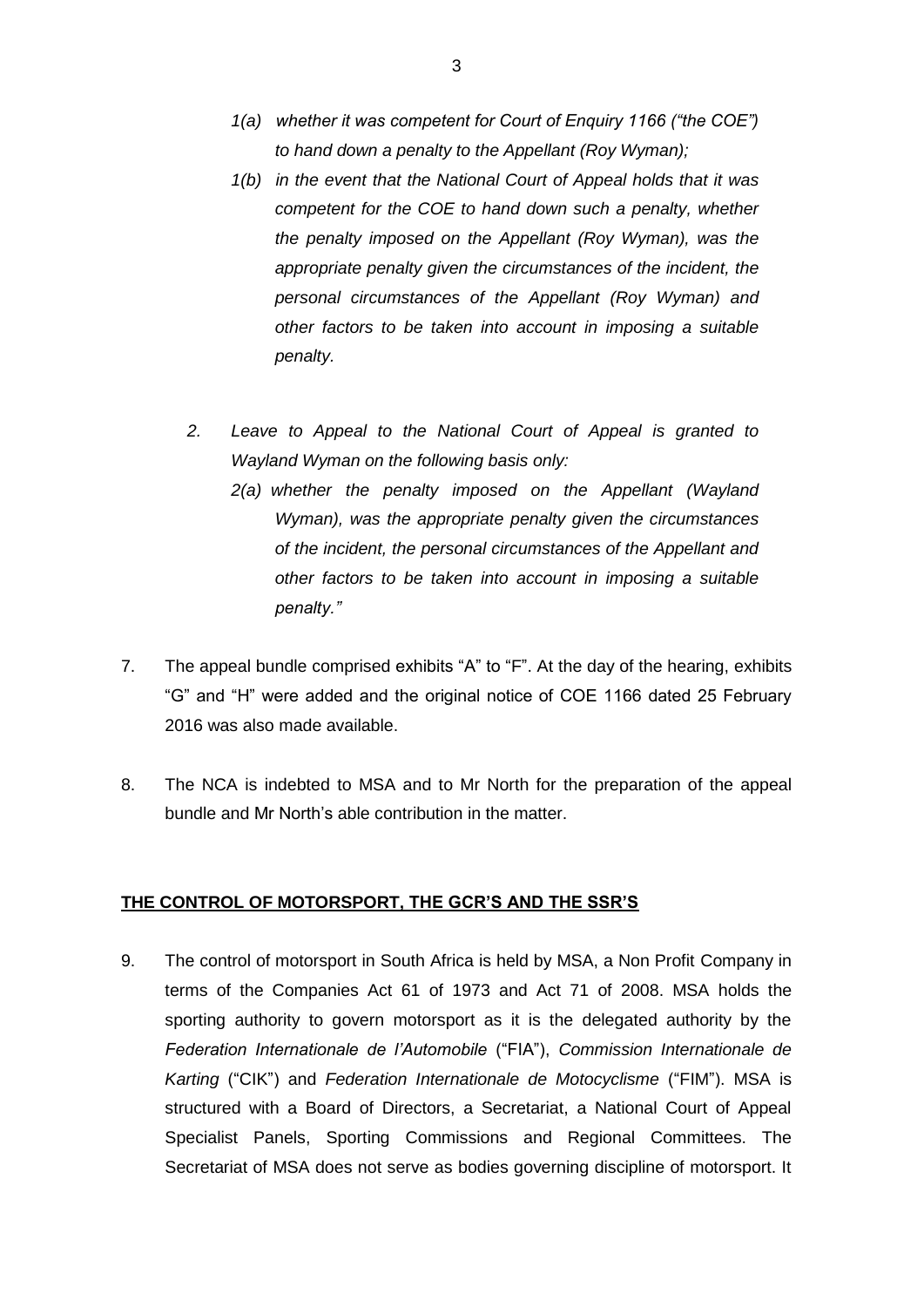*1(a) whether it was competent for Court of Enquiry 1166 ("the COE") to hand down a penalty to the Appellant (Roy Wyman);*

*1(b) in the event that the National Court of Appeal holds that it was competent for the COE to hand down such a penalty, whether the penalty imposed on the Appellant (Roy Wyman), was the appropriate penalty given the circumstances of the incident, the personal circumstances of the Appellant (Roy Wyman) and other factors to be taken into account in imposing a suitable penalty.*

*2. Leave to Appeal to the National Court of Appeal is granted to Wayland Wyman on the following basis only:*

*2(a) whether the penalty imposed on the Appellant (Wayland Wyman), was the appropriate penalty given the circumstances of the incident, the personal circumstances of the Appellant and other factors to be taken into account in imposing a suitable penalty."*

7. The appeal bundle comprised exhibits "A" to "F". At the day of the hearing, exhibits "G" and "H" were added and the original notice of COE 1166 dated 25 February 2016 was also made available.

8. The NCA is indebted to MSA and to Mr North for the preparation of the appeal bundle and Mr North's able contribution in the matter.

**THE CONTROL OF MOTORSPORT, THE GCR'S AND THE SSR'S**

9. The control of motorsport in South Africa is held by MSA, a Non Profit Company in terms of the Companies Act 61 of 1973 and Act 71 of 2008. MSA holds the sporting authority to govern motorsport as it is the delegated authority by the *Federation Internationale de l'Automobile* ("FIA"), *Commission Internationale de Karting* ("CIK") and *Federation Internationale de Motocyclisme* ("FIM"). MSA is structured with a Board of Directors, a Secretariat, a National Court of Appeal Specialist Panels, Sporting Commissions and Regional Committees. The Secretariat of MSA does not serve as bodies governing discipline of motorsport. It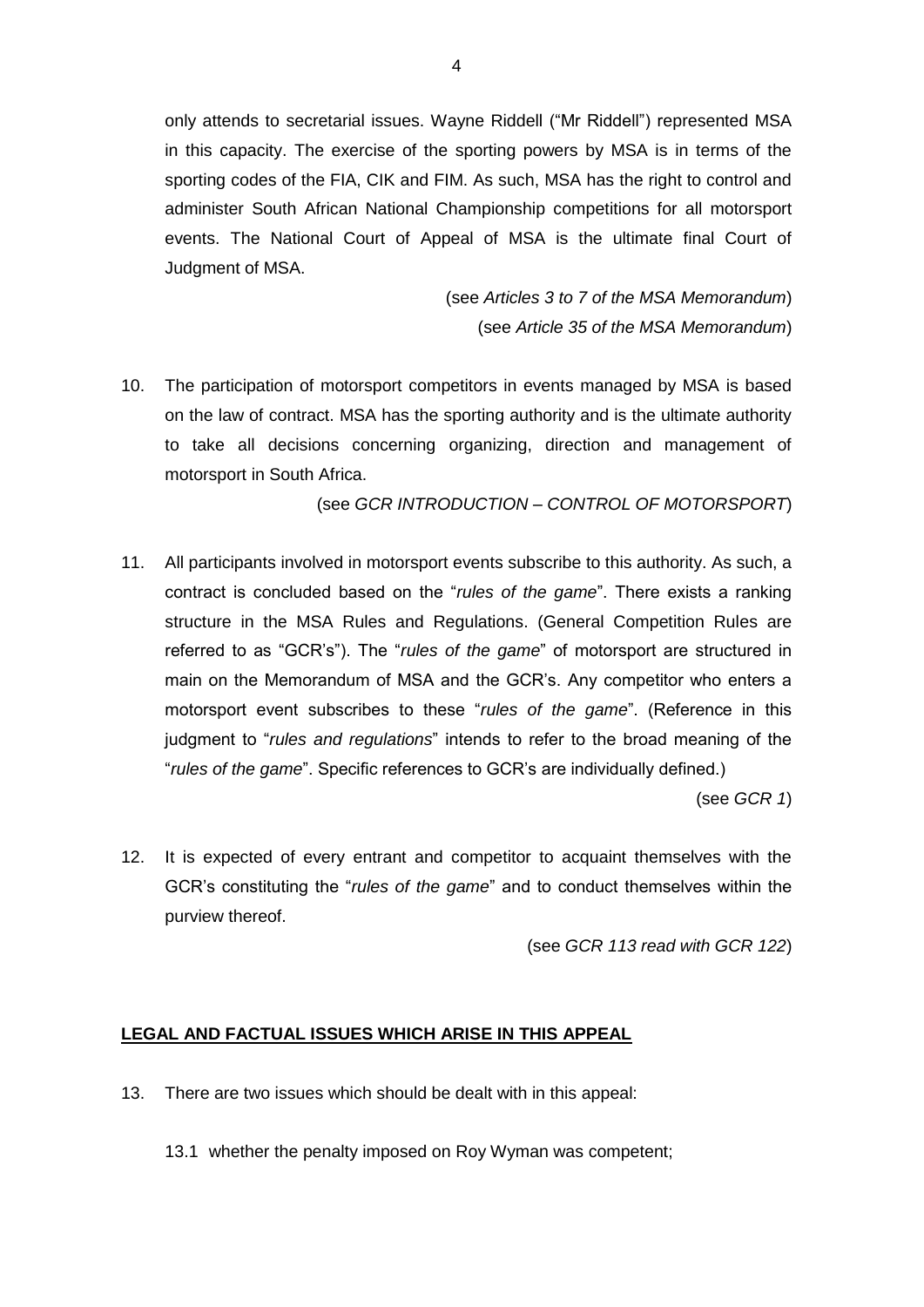only attends to secretarial issues. Wayne Riddell ("Mr Riddell") represented MSA in this capacity. The exercise of the sporting powers by MSA is in terms of the sporting codes of the FIA, CIK and FIM. As such, MSA has the right to control and administer South African National Championship competitions for all motorsport events. The National Court of Appeal of MSA is the ultimate final Court of Judgment of MSA.

(see *Articles 3 to 7 of the MSA Memorandum*)
(see *Article 35 of the MSA Memorandum*)

10. The participation of motorsport competitors in events managed by MSA is based on the law of contract. MSA has the sporting authority and is the ultimate authority to take all decisions concerning organizing, direction and management of motorsport in South Africa.

(see *GCR INTRODUCTION – CONTROL OF MOTORSPORT*)

11. All participants involved in motorsport events subscribe to this authority. As such, a contract is concluded based on the "*rules of the game*". There exists a ranking structure in the MSA Rules and Regulations. (General Competition Rules are referred to as "GCR's"). The "*rules of the game*" of motorsport are structured in main on the Memorandum of MSA and the GCR's. Any competitor who enters a motorsport event subscribes to these "*rules of the game*". (Reference in this judgment to "*rules and regulations*" intends to refer to the broad meaning of the "*rules of the game*". Specific references to GCR's are individually defined.)

(see *GCR 1*)

12. It is expected of every entrant and competitor to acquaint themselves with the GCR's constituting the "*rules of the game*" and to conduct themselves within the purview thereof.

(see *GCR 113 read with GCR 122*)

## LEGAL AND FACTUAL ISSUES WHICH ARISE IN THIS APPEAL

13. There are two issues which should be dealt with in this appeal:

    13.1 whether the penalty imposed on Roy Wyman was competent;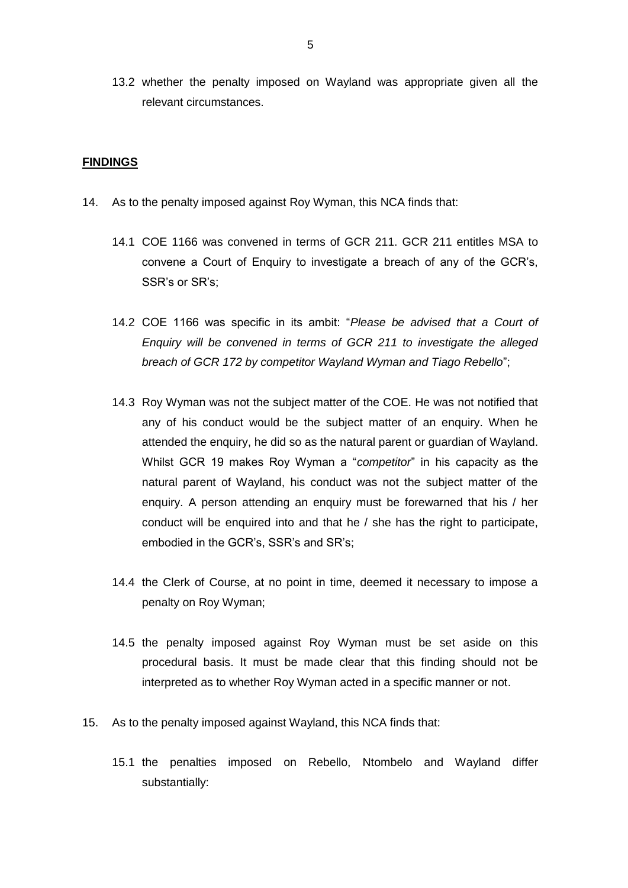13.2 whether the penalty imposed on Wayland was appropriate given all the relevant circumstances.

**FINDINGS**

14. As to the penalty imposed against Roy Wyman, this NCA finds that:

    14.1 COE 1166 was convened in terms of GCR 211. GCR 211 entitles MSA to convene a Court of Enquiry to investigate a breach of any of the GCR's, SSR's or SR's;

    14.2 COE 1166 was specific in its ambit: "*Please be advised that a Court of Enquiry will be convened in terms of GCR 211 to investigate the alleged breach of GCR 172 by competitor Wayland Wyman and Tiago Rebello*";

    14.3 Roy Wyman was not the subject matter of the COE. He was not notified that any of his conduct would be the subject matter of an enquiry. When he attended the enquiry, he did so as the natural parent or guardian of Wayland. Whilst GCR 19 makes Roy Wyman a "*competitor*" in his capacity as the natural parent of Wayland, his conduct was not the subject matter of the enquiry. A person attending an enquiry must be forewarned that his / her conduct will be enquired into and that he / she has the right to participate, embodied in the GCR's, SSR's and SR's;

    14.4 the Clerk of Course, at no point in time, deemed it necessary to impose a penalty on Roy Wyman;

    14.5 the penalty imposed against Roy Wyman must be set aside on this procedural basis. It must be made clear that this finding should not be interpreted as to whether Roy Wyman acted in a specific manner or not.

15. As to the penalty imposed against Wayland, this NCA finds that:

    15.1 the penalties imposed on Rebello, Ntombelo and Wayland differ substantially: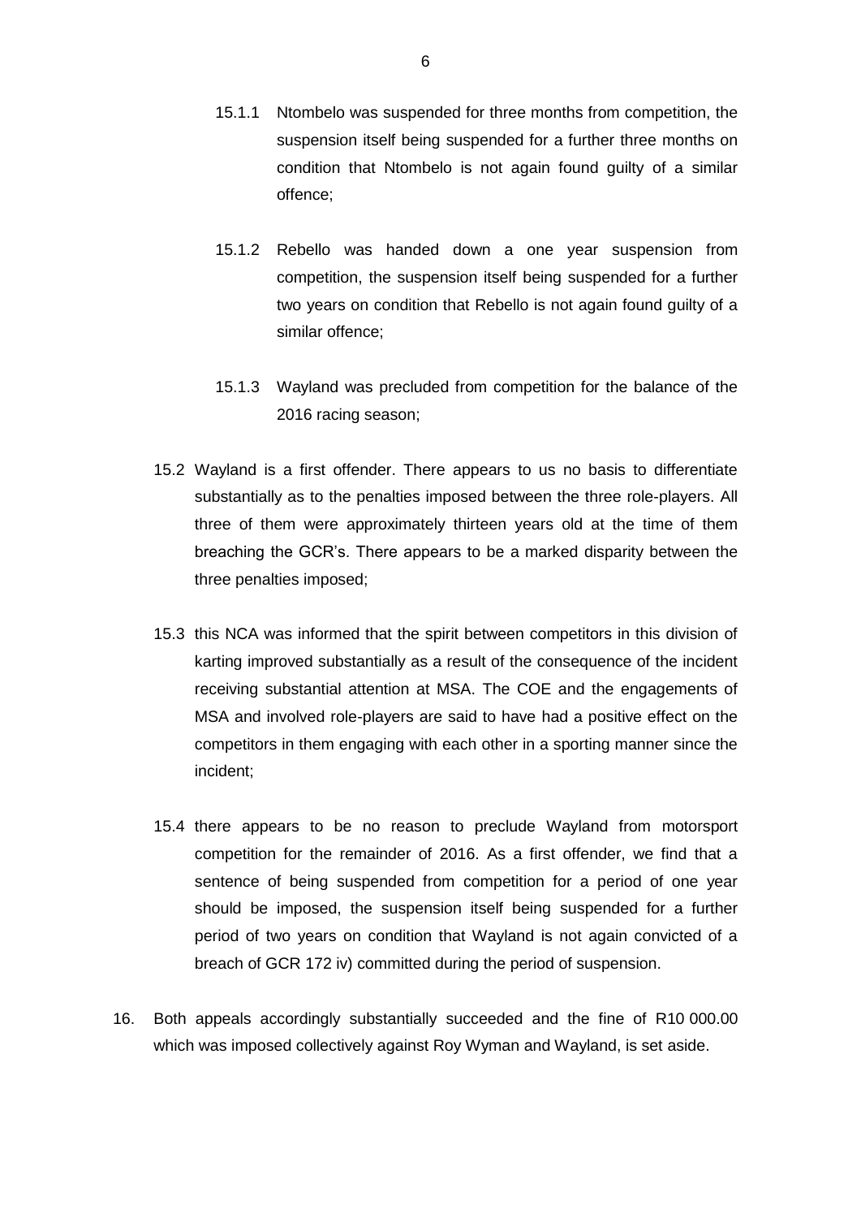15.1.1 Ntombelo was suspended for three months from competition, the suspension itself being suspended for a further three months on condition that Ntombelo is not again found guilty of a similar offence;

15.1.2 Rebello was handed down a one year suspension from competition, the suspension itself being suspended for a further two years on condition that Rebello is not again found guilty of a similar offence;

15.1.3 Wayland was precluded from competition for the balance of the 2016 racing season;

15.2 Wayland is a first offender. There appears to us no basis to differentiate substantially as to the penalties imposed between the three role-players. All three of them were approximately thirteen years old at the time of them breaching the GCR's. There appears to be a marked disparity between the three penalties imposed;

15.3 this NCA was informed that the spirit between competitors in this division of karting improved substantially as a result of the consequence of the incident receiving substantial attention at MSA. The COE and the engagements of MSA and involved role-players are said to have had a positive effect on the competitors in them engaging with each other in a sporting manner since the incident;

15.4 there appears to be no reason to preclude Wayland from motorsport competition for the remainder of 2016. As a first offender, we find that a sentence of being suspended from competition for a period of one year should be imposed, the suspension itself being suspended for a further period of two years on condition that Wayland is not again convicted of a breach of GCR 172 iv) committed during the period of suspension.

16. Both appeals accordingly substantially succeeded and the fine of R10 000.00 which was imposed collectively against Roy Wyman and Wayland, is set aside.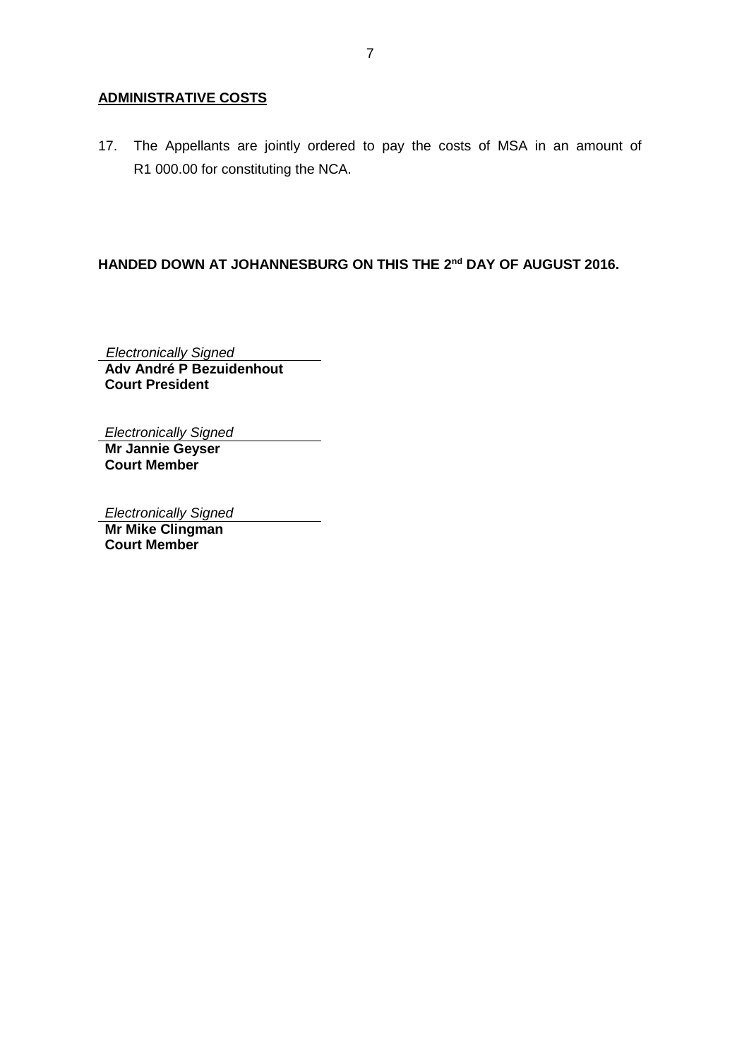**ADMINISTRATIVE COSTS**

17. The Appellants are jointly ordered to pay the costs of MSA in an amount of R1 000.00 for constituting the NCA.

**HANDED DOWN AT JOHANNESBURG ON THIS THE 2nd DAY OF AUGUST 2016.**

*Electronically Signed*
**Adv André P Bezuidenhout**
**Court President**

*Electronically Signed*
**Mr Jannie Geyser**
**Court Member**

*Electronically Signed*
**Mr Mike Clingman**
**Court Member**